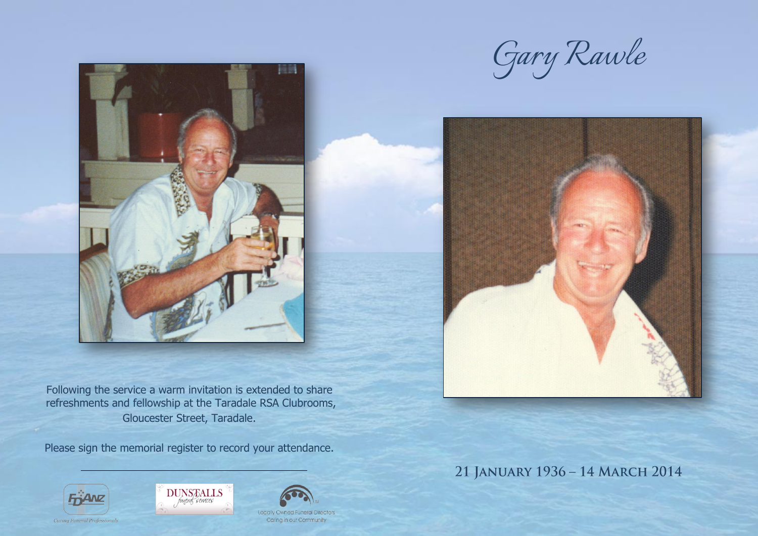# Gary Rawle

**21 January 1936 – 14 March 2014**

Following the service a warm invitation is extended to share refreshments and fellowship at the Taradale RSA Clubrooms, Gloucester Street, Taradale.

Please sign the memorial register to record your attendance.

FDANZ
Caring Funeral Professionals

DUNSTALLS
funeral services

Locally Owned Funeral Directors
Caring in our Community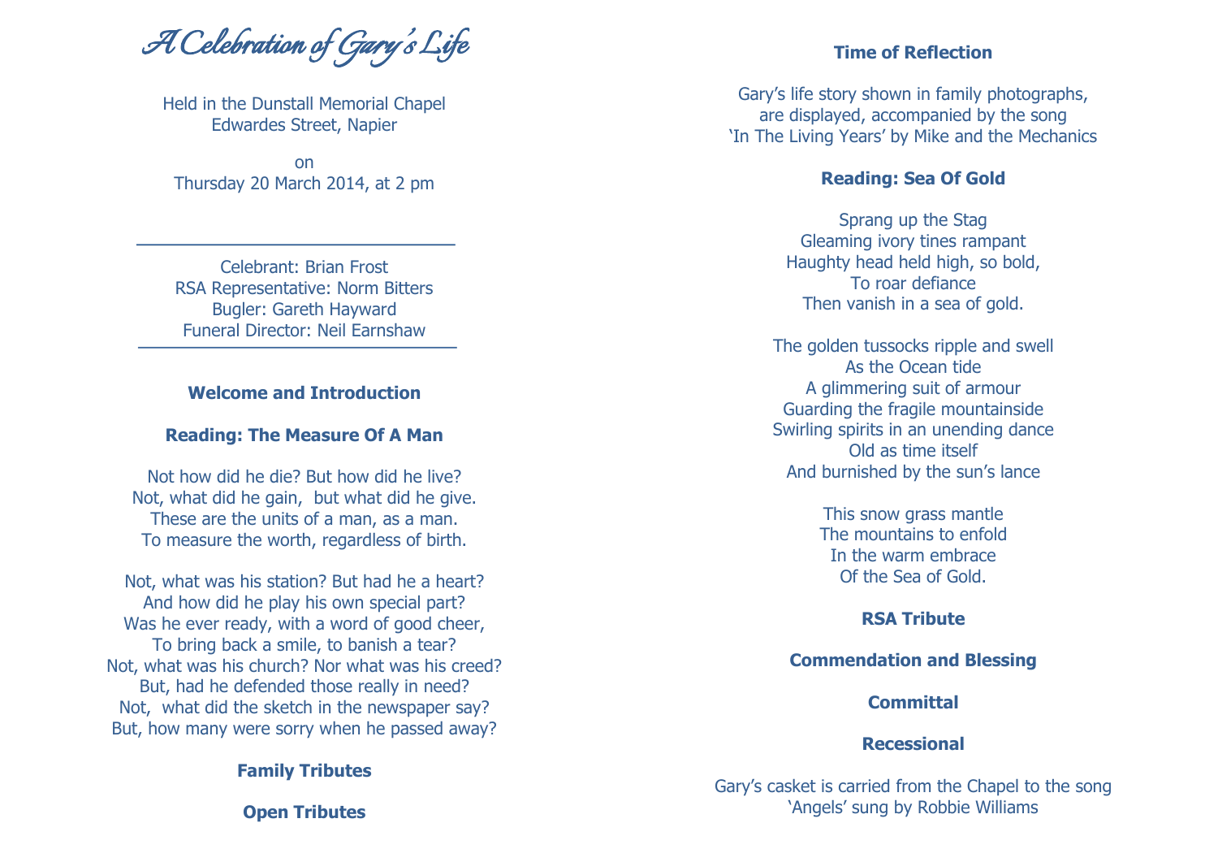# A Celebration of Gary's Life

Held in the Dunstall Memorial Chapel
Edwardes Street, Napier

on
Thursday 20 March 2014, at 2 pm

---

Celebrant: Brian Frost
RSA Representative: Norm Bitters
Bugler: Gareth Hayward
Funeral Director: Neil Earnshaw

---

**Welcome and Introduction**

**Reading: The Measure Of A Man**

Not how did he die? But how did he live?
Not, what did he gain,  but what did he give.
These are the units of a man, as a man.
To measure the worth, regardless of birth.

Not, what was his station? But had he a heart?
And how did he play his own special part?
Was he ever ready, with a word of good cheer,
To bring back a smile, to banish a tear?
Not, what was his church? Nor what was his creed?
But, had he defended those really in need?
Not,  what did the sketch in the newspaper say?
But, how many were sorry when he passed away?

**Family Tributes**

**Open Tributes**

**Time of Reflection**

Gary's life story shown in family photographs,
are displayed, accompanied by the song
'In The Living Years' by Mike and the Mechanics

**Reading: Sea Of Gold**

Sprang up the Stag
Gleaming ivory tines rampant
Haughty head held high, so bold,
To roar defiance
Then vanish in a sea of gold.

The golden tussocks ripple and swell
As the Ocean tide
A glimmering suit of armour
Guarding the fragile mountainside
Swirling spirits in an unending dance
Old as time itself
And burnished by the sun's lance

This snow grass mantle
The mountains to enfold
In the warm embrace
Of the Sea of Gold.

**RSA Tribute**

**Commendation and Blessing**

**Committal**

**Recessional**

Gary's casket is carried from the Chapel to the song
'Angels' sung by Robbie Williams